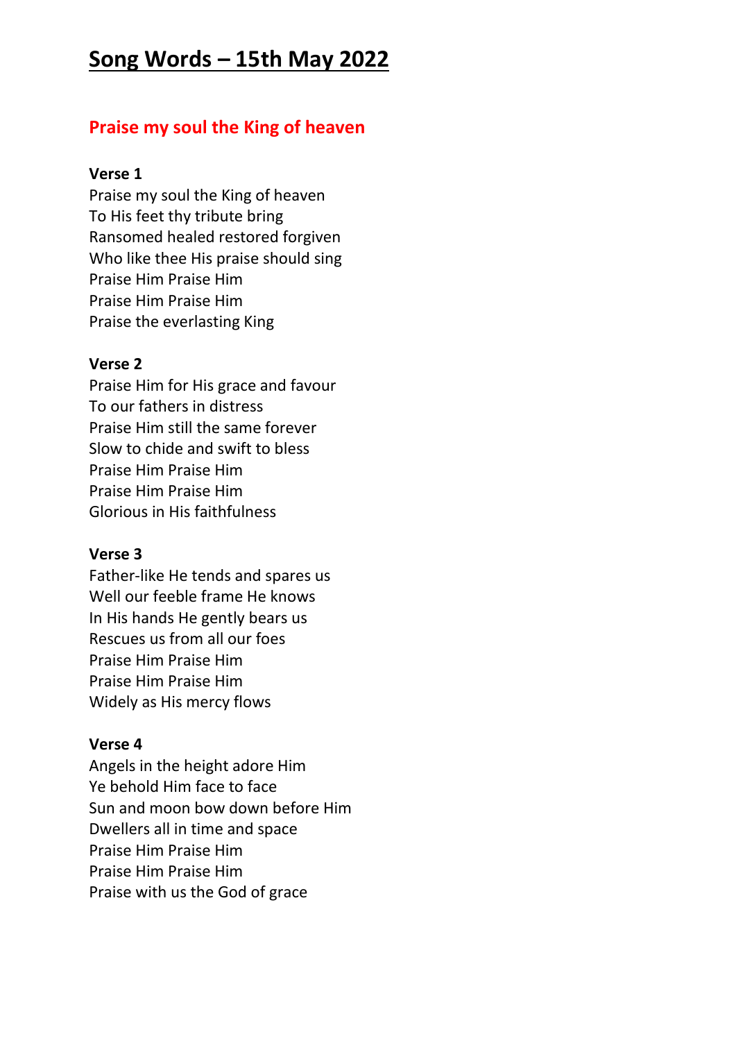# Song Words – 15th May 2022

## Praise my soul the King of heaven

**Verse 1**
Praise my soul the King of heaven
To His feet thy tribute bring
Ransomed healed restored forgiven
Who like thee His praise should sing
Praise Him Praise Him
Praise Him Praise Him
Praise the everlasting King

**Verse 2**
Praise Him for His grace and favour
To our fathers in distress
Praise Him still the same forever
Slow to chide and swift to bless
Praise Him Praise Him
Praise Him Praise Him
Glorious in His faithfulness

**Verse 3**
Father-like He tends and spares us
Well our feeble frame He knows
In His hands He gently bears us
Rescues us from all our foes
Praise Him Praise Him
Praise Him Praise Him
Widely as His mercy flows

**Verse 4**
Angels in the height adore Him
Ye behold Him face to face
Sun and moon bow down before Him
Dwellers all in time and space
Praise Him Praise Him
Praise Him Praise Him
Praise with us the God of grace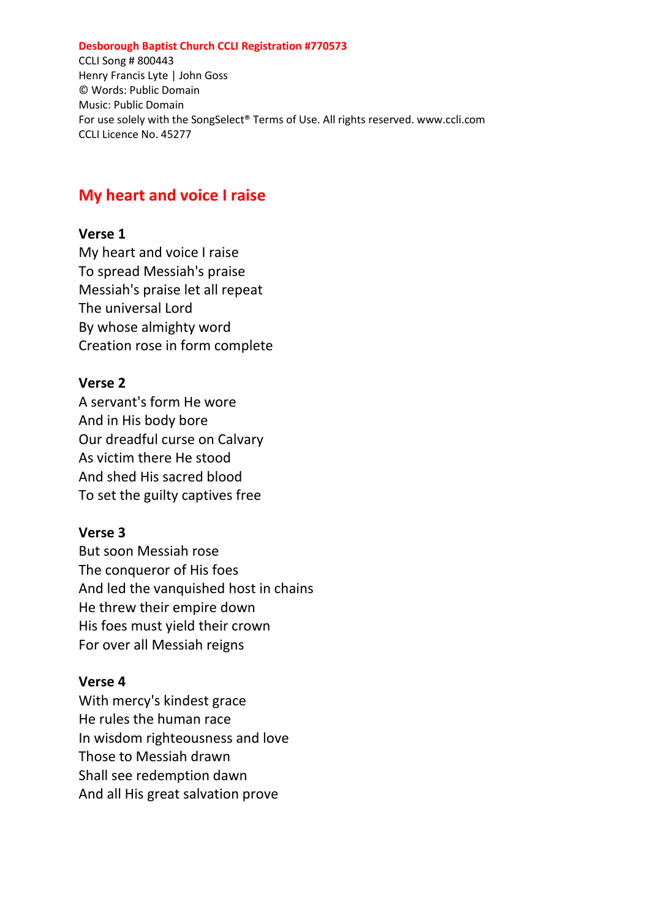**Desborough Baptist Church CCLI Registration #770573**
CCLI Song # 800443
Henry Francis Lyte | John Goss
© Words: Public Domain
Music: Public Domain
For use solely with the SongSelect® Terms of Use. All rights reserved. www.ccli.com
CCLI Licence No. 45277

## My heart and voice I raise

**Verse 1**
My heart and voice I raise
To spread Messiah's praise
Messiah's praise let all repeat
The universal Lord
By whose almighty word
Creation rose in form complete

**Verse 2**
A servant's form He wore
And in His body bore
Our dreadful curse on Calvary
As victim there He stood
And shed His sacred blood
To set the guilty captives free

**Verse 3**
But soon Messiah rose
The conqueror of His foes
And led the vanquished host in chains
He threw their empire down
His foes must yield their crown
For over all Messiah reigns

**Verse 4**
With mercy's kindest grace
He rules the human race
In wisdom righteousness and love
Those to Messiah drawn
Shall see redemption dawn
And all His great salvation prove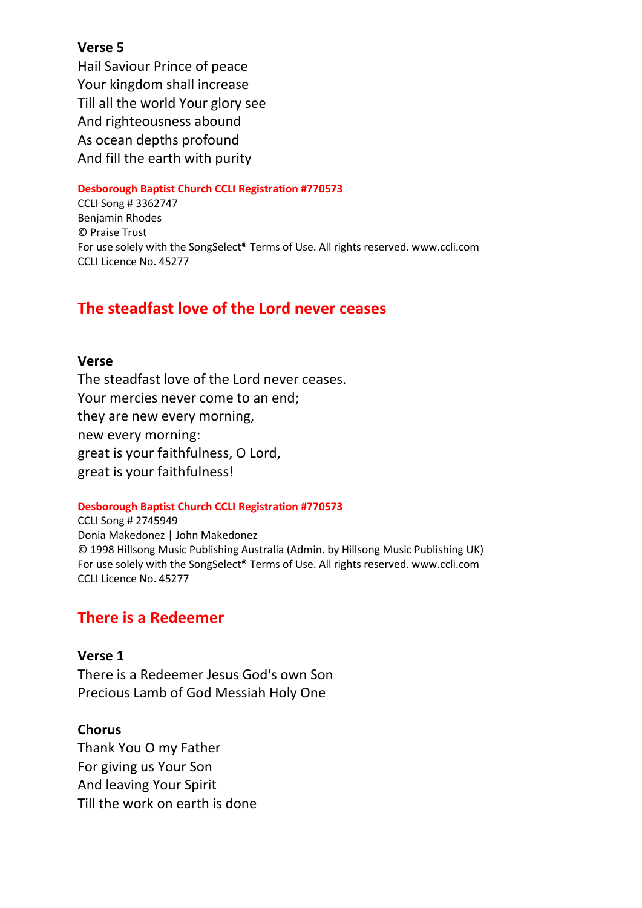**Verse 5**
Hail Saviour Prince of peace
Your kingdom shall increase
Till all the world Your glory see
And righteousness abound
As ocean depths profound
And fill the earth with purity

**Desborough Baptist Church CCLI Registration #770573**
CCLI Song # 3362747
Benjamin Rhodes
© Praise Trust
For use solely with the SongSelect® Terms of Use. All rights reserved. www.ccli.com
CCLI Licence No. 45277

## The steadfast love of the Lord never ceases

**Verse**
The steadfast love of the Lord never ceases.
Your mercies never come to an end;
they are new every morning,
new every morning:
great is your faithfulness, O Lord,
great is your faithfulness!

**Desborough Baptist Church CCLI Registration #770573**
CCLI Song # 2745949
Donia Makedonez | John Makedonez
© 1998 Hillsong Music Publishing Australia (Admin. by Hillsong Music Publishing UK)
For use solely with the SongSelect® Terms of Use. All rights reserved. www.ccli.com
CCLI Licence No. 45277

## There is a Redeemer

**Verse 1**
There is a Redeemer Jesus God's own Son
Precious Lamb of God Messiah Holy One

**Chorus**
Thank You O my Father
For giving us Your Son
And leaving Your Spirit
Till the work on earth is done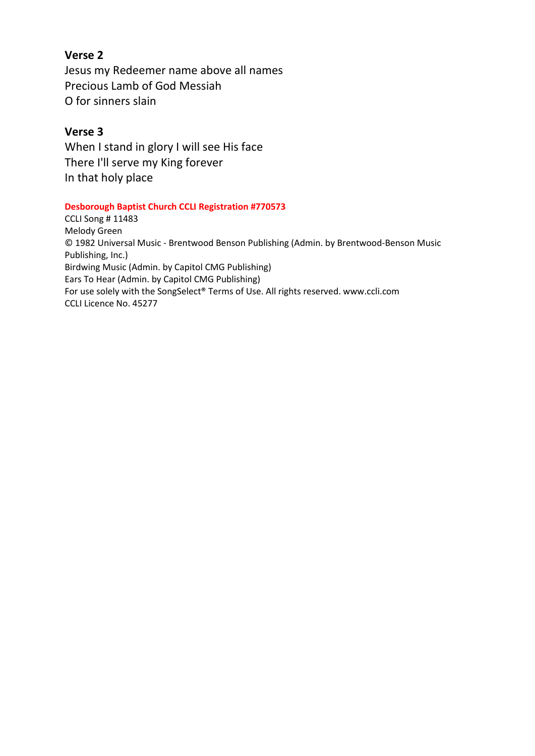**Verse 2**

Jesus my Redeemer name above all names
Precious Lamb of God Messiah
O for sinners slain

**Verse 3**

When I stand in glory I will see His face
There I'll serve my King forever
In that holy place

**Desborough Baptist Church CCLI Registration #770573**

CCLI Song # 11483
Melody Green
© 1982 Universal Music - Brentwood Benson Publishing (Admin. by Brentwood-Benson Music Publishing, Inc.)
Birdwing Music (Admin. by Capitol CMG Publishing)
Ears To Hear (Admin. by Capitol CMG Publishing)
For use solely with the SongSelect® Terms of Use. All rights reserved. www.ccli.com
CCLI Licence No. 45277